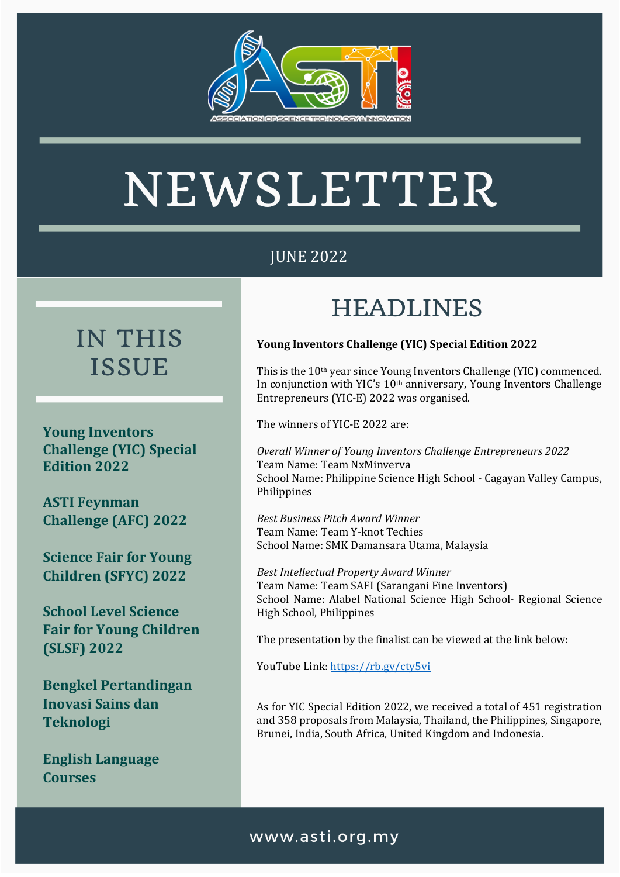# NEWSLETTER

JUNE 2022

## IN THIS ISSUE

**Young Inventors Challenge (YIC) Special Edition 2022**

**ASTI Feynman Challenge (AFC) 2022**

**Science Fair for Young Children (SFYC) 2022**

**School Level Science Fair for Young Children (SLSF) 2022**

**Bengkel Pertandingan Inovasi Sains dan Teknologi**

**English Language Courses**

## HEADLINES

**Young Inventors Challenge (YIC) Special Edition 2022**

This is the 10th year since Young Inventors Challenge (YIC) commenced. In conjunction with YIC's 10th anniversary, Young Inventors Challenge Entrepreneurs (YIC-E) 2022 was organised.

The winners of YIC-E 2022 are:

*Overall Winner of Young Inventors Challenge Entrepreneurs 2022*
Team Name: Team NxMinverva
School Name: Philippine Science High School - Cagayan Valley Campus, Philippines

*Best Business Pitch Award Winner*
Team Name: Team Y-knot Techies
School Name: SMK Damansara Utama, Malaysia

*Best Intellectual Property Award Winner*
Team Name: Team SAFI (Sarangani Fine Inventors)
School Name: Alabel National Science High School- Regional Science High School, Philippines

The presentation by the finalist can be viewed at the link below:

YouTube Link: https://rb.gy/cty5vi

As for YIC Special Edition 2022, we received a total of 451 registration and 358 proposals from Malaysia, Thailand, the Philippines, Singapore, Brunei, India, South Africa, United Kingdom and Indonesia.

www.asti.org.my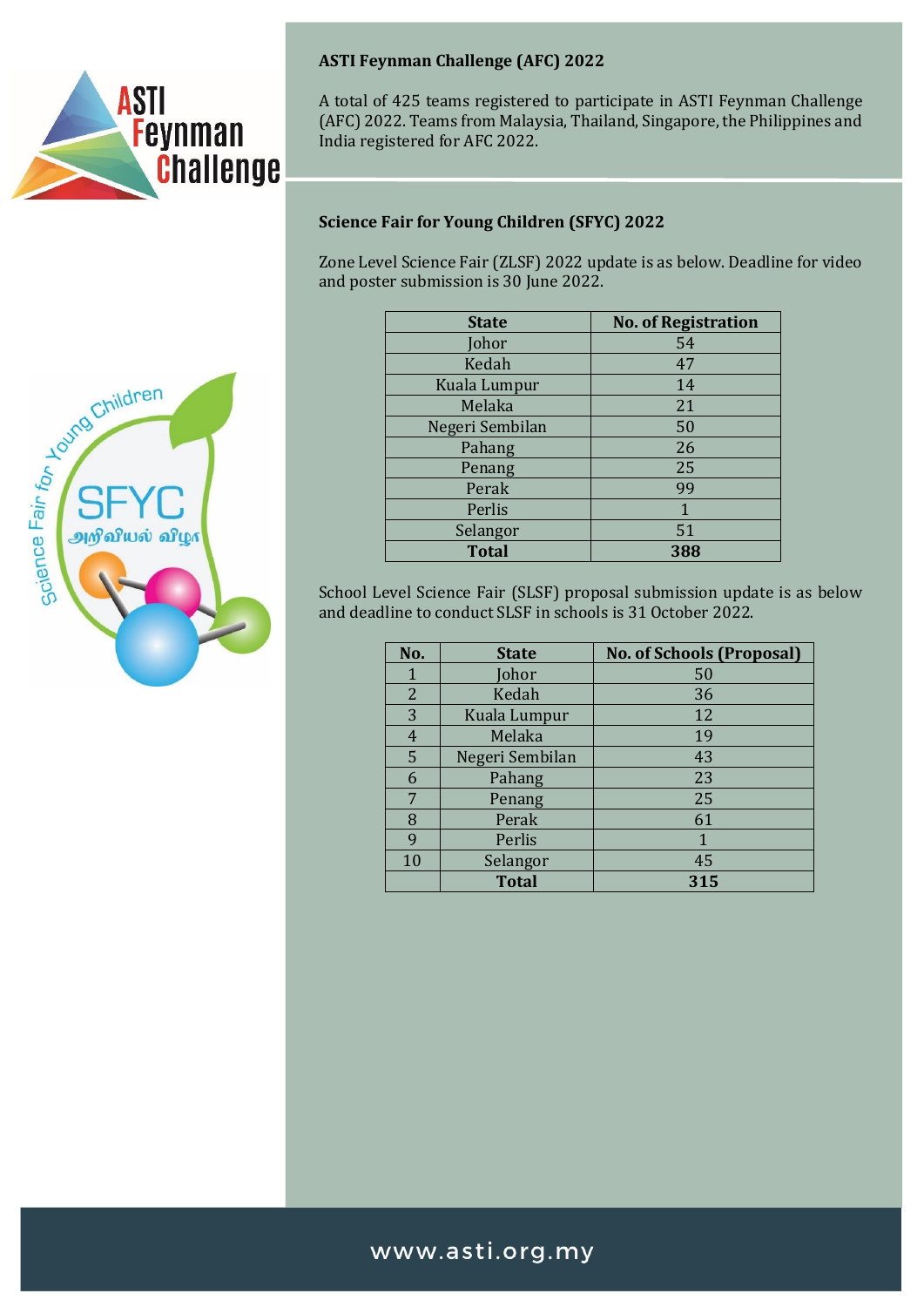### ASTI Feynman Challenge (AFC) 2022

A total of 425 teams registered to participate in ASTI Feynman Challenge (AFC) 2022. Teams from Malaysia, Thailand, Singapore, the Philippines and India registered for AFC 2022.

### Science Fair for Young Children (SFYC) 2022

Zone Level Science Fair (ZLSF) 2022 update is as below. Deadline for video and poster submission is 30 June 2022.

| State | No. of Registration |
|---|---|
| Johor | 54 |
| Kedah | 47 |
| Kuala Lumpur | 14 |
| Melaka | 21 |
| Negeri Sembilan | 50 |
| Pahang | 26 |
| Penang | 25 |
| Perak | 99 |
| Perlis | 1 |
| Selangor | 51 |
| **Total** | **388** |

School Level Science Fair (SLSF) proposal submission update is as below and deadline to conduct SLSF in schools is 31 October 2022.

| No. | State | No. of Schools (Proposal) |
|---|---|---|
| 1 | Johor | 50 |
| 2 | Kedah | 36 |
| 3 | Kuala Lumpur | 12 |
| 4 | Melaka | 19 |
| 5 | Negeri Sembilan | 43 |
| 6 | Pahang | 23 |
| 7 | Penang | 25 |
| 8 | Perak | 61 |
| 9 | Perlis | 1 |
| 10 | Selangor | 45 |
| | **Total** | **315** |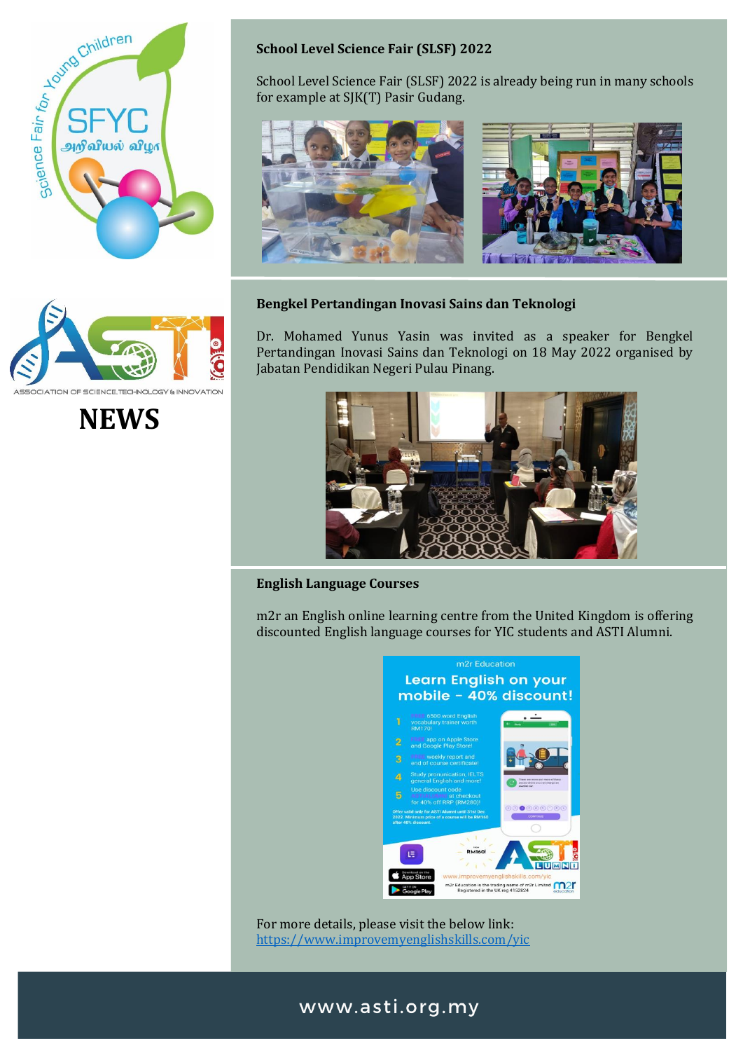NEWS

## School Level Science Fair (SLSF) 2022

School Level Science Fair (SLSF) 2022 is already being run in many schools for example at SJK(T) Pasir Gudang.

## Bengkel Pertandingan Inovasi Sains dan Teknologi

Dr. Mohamed Yunus Yasin was invited as a speaker for Bengkel Pertandingan Inovasi Sains dan Teknologi on 18 May 2022 organised by Jabatan Pendidikan Negeri Pulau Pinang.

## English Language Courses

m2r an English online learning centre from the United Kingdom is offering discounted English language courses for YIC students and ASTI Alumni.

For more details, please visit the below link:
https://www.improvemyenglishskills.com/yic

www.asti.org.my